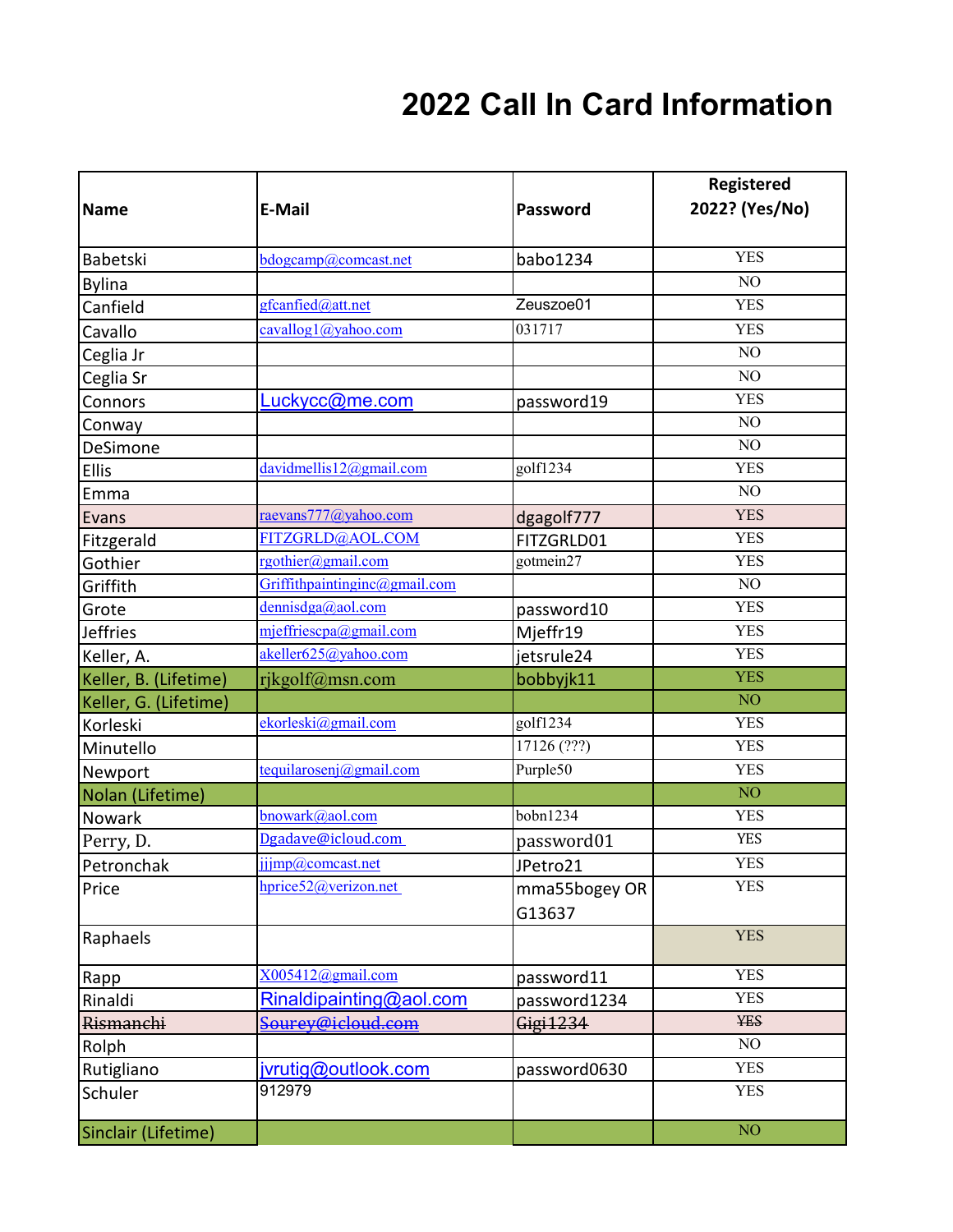# 2022 Call In Card Information

| Name | E-Mail | Password | Registered 2022? (Yes/No) |
|---|---|---|---|
| Babetski | bdogcamp@comcast.net | babo1234 | YES |
| Bylina | | | NO |
| Canfield | gfcanfied@att.net | Zeuszoe01 | YES |
| Cavallo | cavallog1@yahoo.com | 031717 | YES |
| Ceglia Jr | | | NO |
| Ceglia Sr | | | NO |
| Connors | Luckycc@me.com | password19 | YES |
| Conway | | | NO |
| DeSimone | | | NO |
| Ellis | davidmellis12@gmail.com | golf1234 | YES |
| Emma | | | NO |
| Evans | raevans777@yahoo.com | dgagolf777 | YES |
| Fitzgerald | FITZGRLD@AOL.COM | FITZGRLD01 | YES |
| Gothier | rgothier@gmail.com | gotmein27 | YES |
| Griffith | Griffithpaintinginc@gmail.com | | NO |
| Grote | dennisdga@aol.com | password10 | YES |
| Jeffries | mjeffriescpa@gmail.com | Mjeffr19 | YES |
| Keller, A. | akeller625@yahoo.com | jetsrule24 | YES |
| Keller, B. (Lifetime) | rjkgolf@msn.com | bobbyjk11 | YES |
| Keller, G. (Lifetime) | | | NO |
| Korleski | ekorleski@gmail.com | golf1234 | YES |
| Minutello | | 17126 (???) | YES |
| Newport | tequilarosenj@gmail.com | Purple50 | YES |
| Nolan (Lifetime) | | | NO |
| Nowark | bnowark@aol.com | bobn1234 | YES |
| Perry, D. | Dgadave@icloud.com | password01 | YES |
| Petronchak | jjjmp@comcast.net | JPetro21 | YES |
| Price | hprice52@verizon.net | mma55bogey OR G13637 | YES |
| Raphaels | | | YES |
| Rapp | X005412@gmail.com | password11 | YES |
| Rinaldi | Rinaldipainting@aol.com | password1234 | YES |
| ~~Rismanchi~~ | ~~Sourey@icloud.com~~ | ~~Gigi1234~~ | ~~YES~~ |
| Rolph | | | NO |
| Rutigliano | jvrutig@outlook.com | password0630 | YES |
| Schuler | 912979 | | YES |
| Sinclair (Lifetime) | | | NO |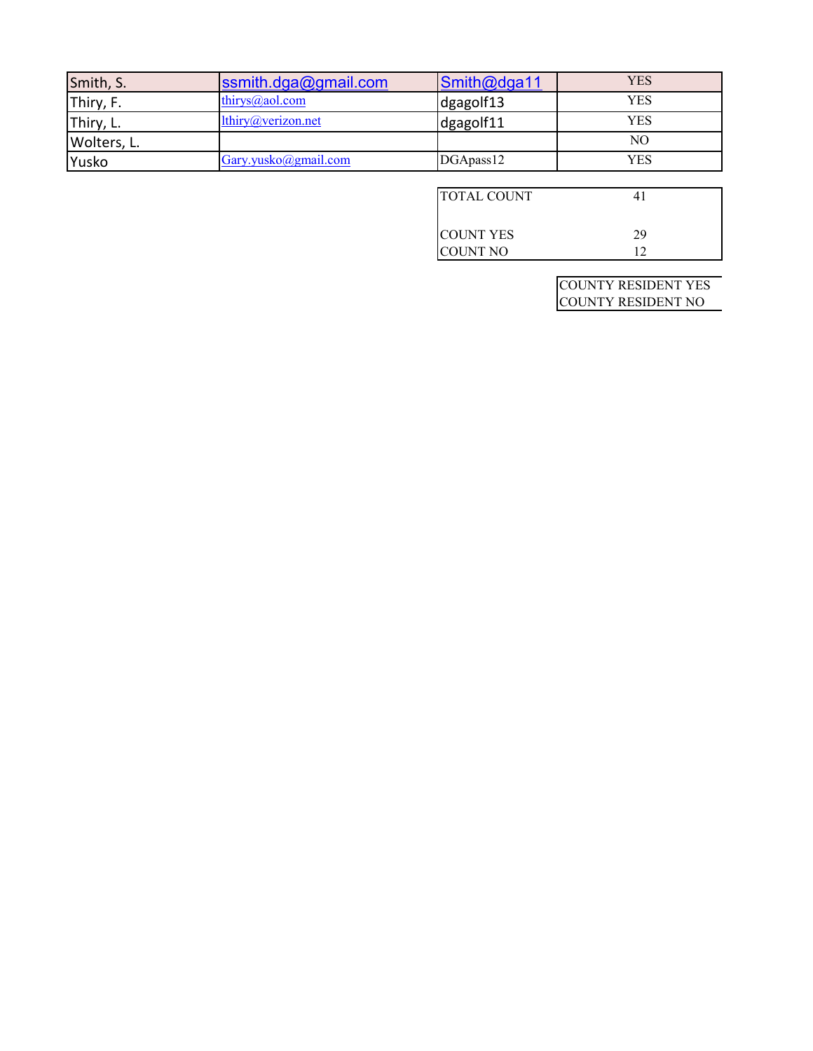| | | | |
|---|---|---|---|
| Smith, S. | ssmith.dga@gmail.com | Smith@dga11 | YES |
| Thiry, F. | thirys@aol.com | dgagolf13 | YES |
| Thiry, L. | lthiry@verizon.net | dgagolf11 | YES |
| Wolters, L. | | | NO |
| Yusko | Gary.yusko@gmail.com | DGApass12 | YES |

| | |
|---|---|
| TOTAL COUNT | 41 |
| COUNT YES | 29 |
| COUNT NO | 12 |

| |
|---|
| COUNTY RESIDENT YES |
| COUNTY RESIDENT NO |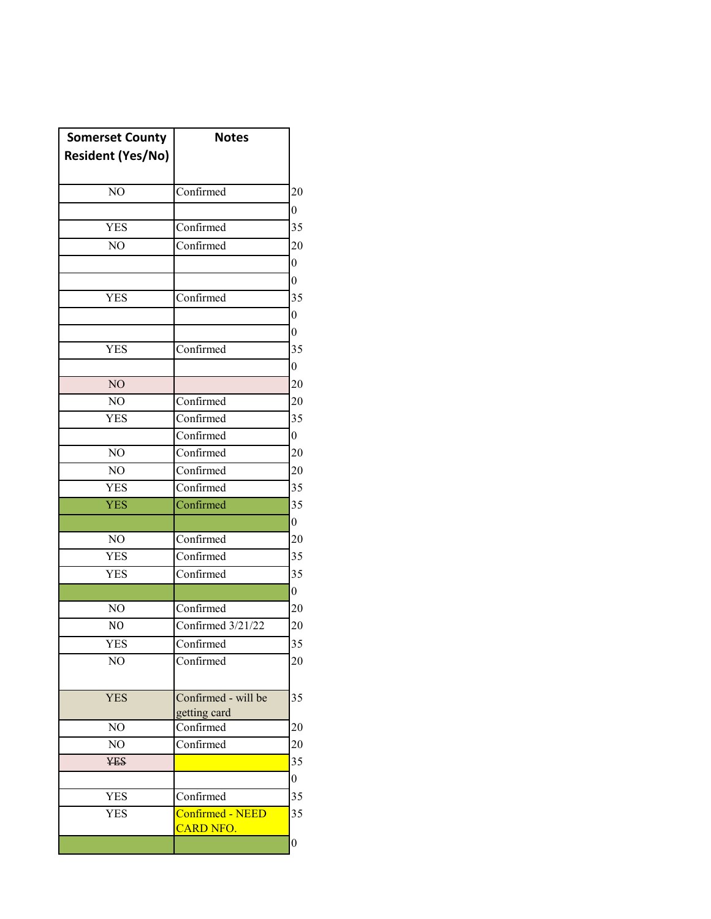| Somerset County Resident (Yes/No) | Notes | |
|---|---|---|
| NO | Confirmed | 20 |
| | | 0 |
| YES | Confirmed | 35 |
| NO | Confirmed | 20 |
| | | 0 |
| | | 0 |
| YES | Confirmed | 35 |
| | | 0 |
| | | 0 |
| YES | Confirmed | 35 |
| | | 0 |
| NO | | 20 |
| NO | Confirmed | 20 |
| YES | Confirmed | 35 |
| | Confirmed | 0 |
| NO | Confirmed | 20 |
| NO | Confirmed | 20 |
| YES | Confirmed | 35 |
| YES | Confirmed | 35 |
| | | 0 |
| NO | Confirmed | 20 |
| YES | Confirmed | 35 |
| YES | Confirmed | 35 |
| | | 0 |
| NO | Confirmed | 20 |
| N0 | Confirmed 3/21/22 | 20 |
| YES | Confirmed | 35 |
| NO | Confirmed | 20 |
| YES | Confirmed - will be getting card | 35 |
| NO | Confirmed | 20 |
| NO | Confirmed | 20 |
| ~~YES~~ | | 35 |
| | | 0 |
| YES | Confirmed | 35 |
| YES | Confirmed - NEED CARD NFO. | 35 |
| | | 0 |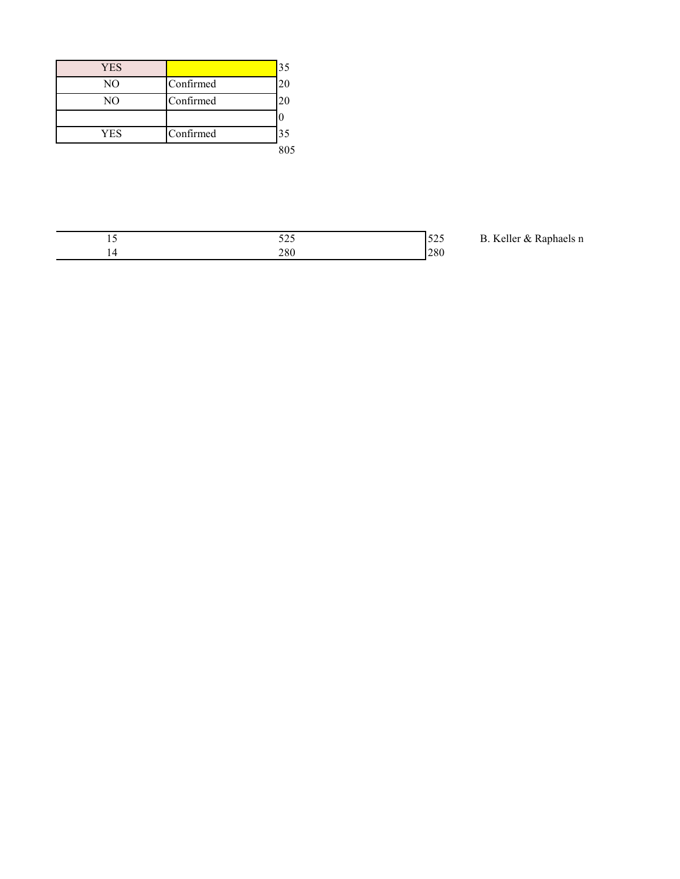| | | |
|---|---|---|
| YES | | 35 |
| NO | Confirmed | 20 |
| NO | Confirmed | 20 |
| | | 0 |
| YES | Confirmed | 35 |
| | | 805 |

| | | | |
|---|---|---|---|
| 15 | 525 | 525 | B. Keller & Raphaels n |
| 14 | 280 | 280 | |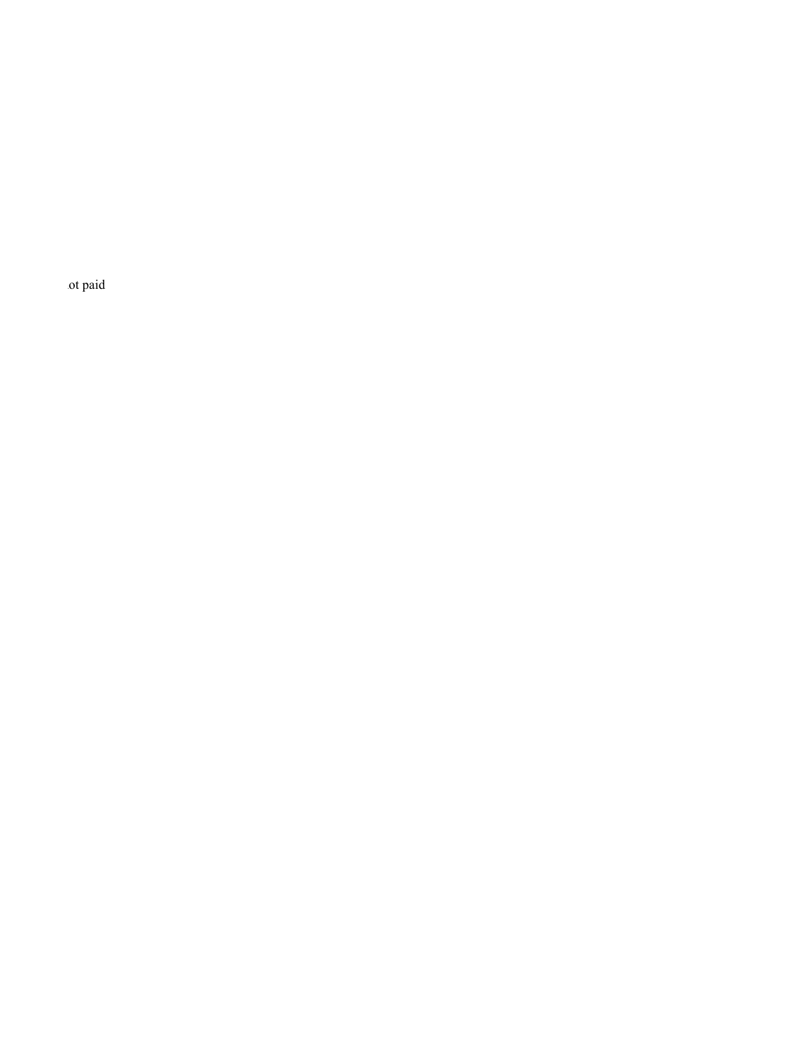.ot paid